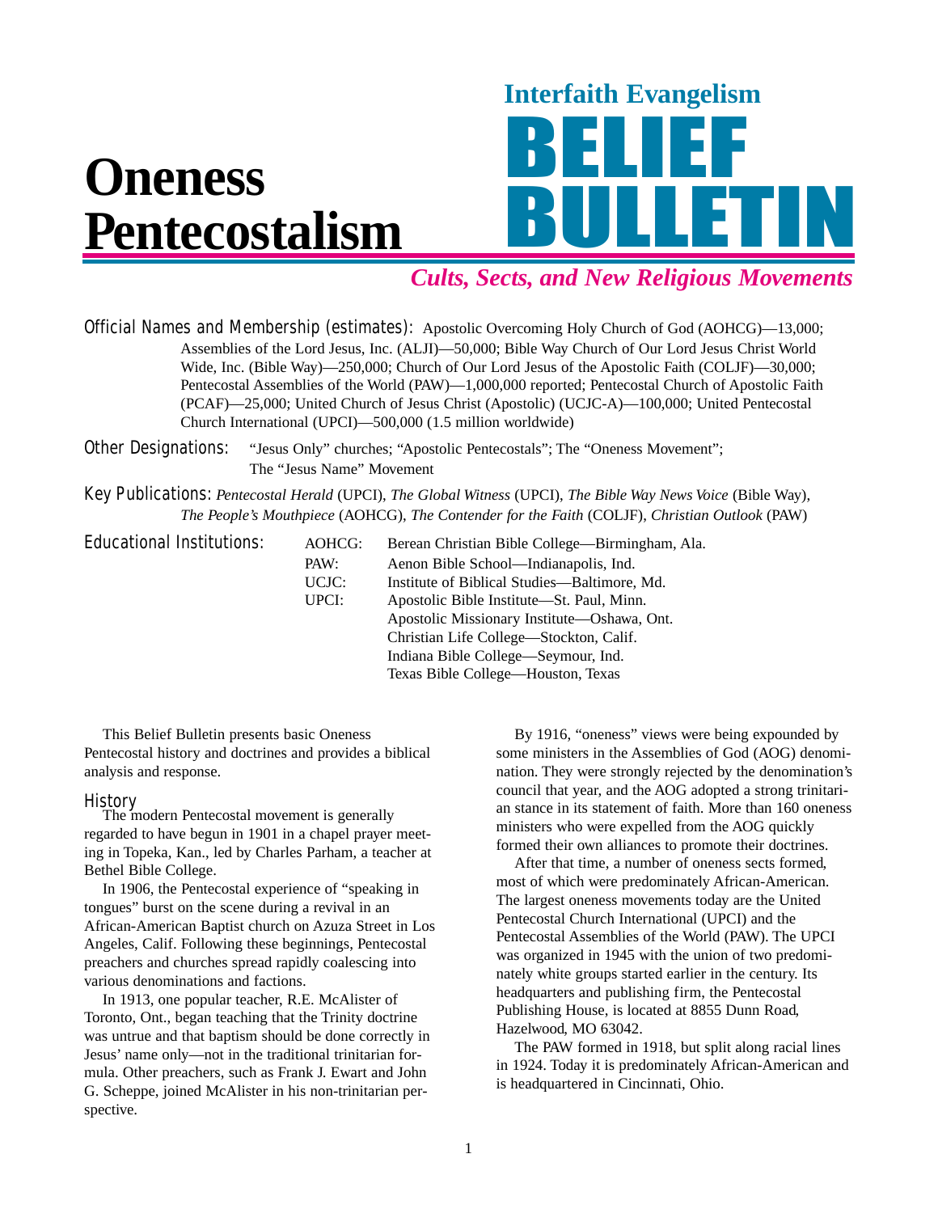# Oneness Pentecostalism

**Interfaith Evangelism**

# BELIEF BULLETIN

***Cults, Sects, and New Religious Movements***

**Official Names and Membership (estimates):** Apostolic Overcoming Holy Church of God (AOHCG)—13,000; Assemblies of the Lord Jesus, Inc. (ALJI)—50,000; Bible Way Church of Our Lord Jesus Christ World Wide, Inc. (Bible Way)—250,000; Church of Our Lord Jesus of the Apostolic Faith (COLJF)—30,000; Pentecostal Assemblies of the World (PAW)—1,000,000 reported; Pentecostal Church of Apostolic Faith (PCAF)—25,000; United Church of Jesus Christ (Apostolic) (UCJC-A)—100,000; United Pentecostal Church International (UPCI)—500,000 (1.5 million worldwide)

**Other Designations:** "Jesus Only" churches; "Apostolic Pentecostals"; The "Oneness Movement"; The "Jesus Name" Movement

**Key Publications:** *Pentecostal Herald* (UPCI), *The Global Witness* (UPCI), *The Bible Way News Voice* (Bible Way), *The People's Mouthpiece* (AOHCG), *The Contender for the Faith* (COLJF), *Christian Outlook* (PAW)

**Educational Institutions:**

| | |
|---|---|
| AOHCG: | Berean Christian Bible College—Birmingham, Ala. |
| PAW: | Aenon Bible School—Indianapolis, Ind. |
| UCJC: | Institute of Biblical Studies—Baltimore, Md. |
| UPCI: | Apostolic Bible Institute—St. Paul, Minn. |
| | Apostolic Missionary Institute—Oshawa, Ont. |
| | Christian Life College—Stockton, Calif. |
| | Indiana Bible College—Seymour, Ind. |
| | Texas Bible College—Houston, Texas |

This Belief Bulletin presents basic Oneness Pentecostal history and doctrines and provides a biblical analysis and response.

## History

The modern Pentecostal movement is generally regarded to have begun in 1901 in a chapel prayer meeting in Topeka, Kan., led by Charles Parham, a teacher at Bethel Bible College.

In 1906, the Pentecostal experience of "speaking in tongues" burst on the scene during a revival in an African-American Baptist church on Azuza Street in Los Angeles, Calif. Following these beginnings, Pentecostal preachers and churches spread rapidly coalescing into various denominations and factions.

In 1913, one popular teacher, R.E. McAlister of Toronto, Ont., began teaching that the Trinity doctrine was untrue and that baptism should be done correctly in Jesus' name only—not in the traditional trinitarian formula. Other preachers, such as Frank J. Ewart and John G. Scheppe, joined McAlister in his non-trinitarian perspective.

By 1916, "oneness" views were being expounded by some ministers in the Assemblies of God (AOG) denomination. They were strongly rejected by the denomination's council that year, and the AOG adopted a strong trinitarian stance in its statement of faith. More than 160 oneness ministers who were expelled from the AOG quickly formed their own alliances to promote their doctrines.

After that time, a number of oneness sects formed, most of which were predominately African-American. The largest oneness movements today are the United Pentecostal Church International (UPCI) and the Pentecostal Assemblies of the World (PAW). The UPCI was organized in 1945 with the union of two predominately white groups started earlier in the century. Its headquarters and publishing firm, the Pentecostal Publishing House, is located at 8855 Dunn Road, Hazelwood, MO 63042.

The PAW formed in 1918, but split along racial lines in 1924. Today it is predominately African-American and is headquartered in Cincinnati, Ohio.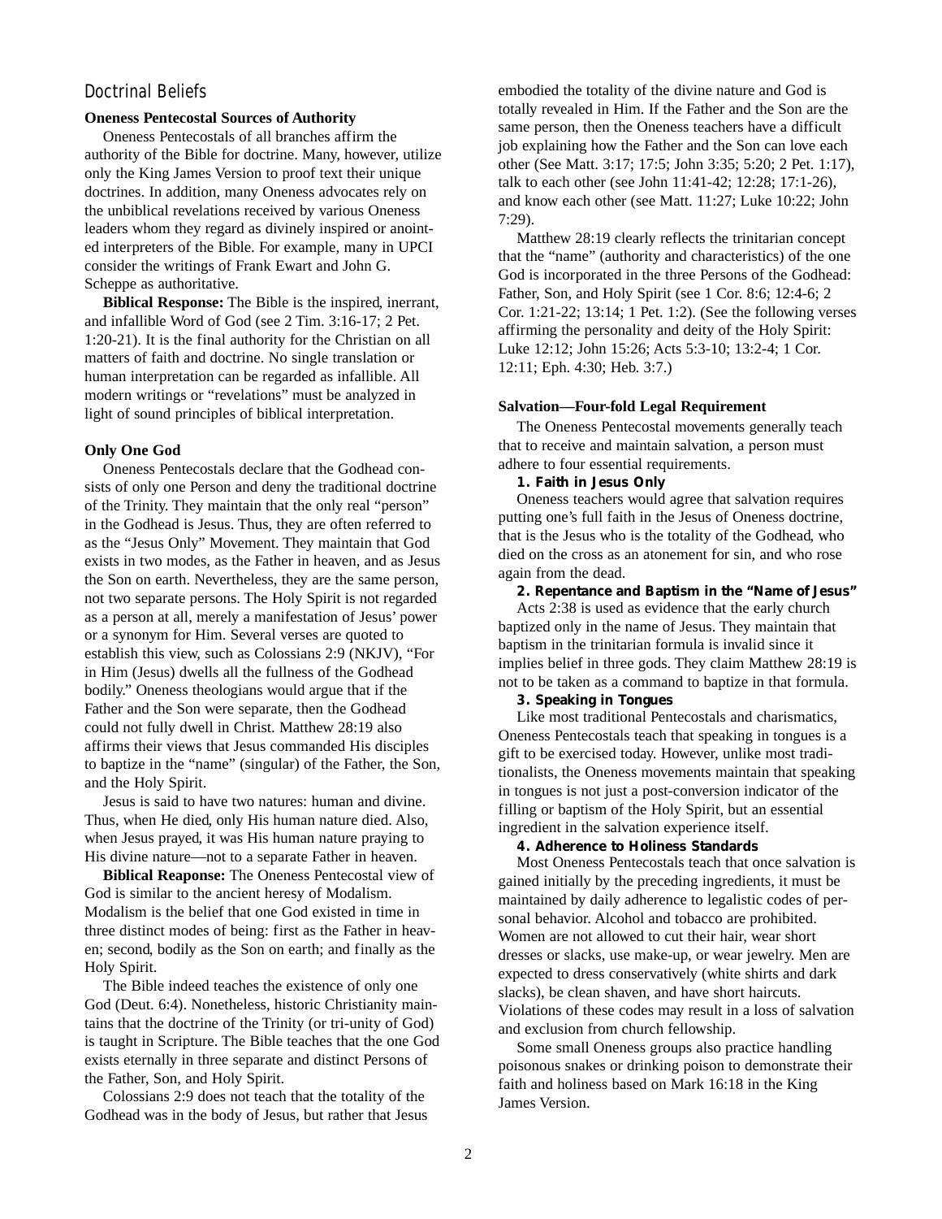## Doctrinal Beliefs

### Oneness Pentecostal Sources of Authority

Oneness Pentecostals of all branches affirm the authority of the Bible for doctrine. Many, however, utilize only the King James Version to proof text their unique doctrines. In addition, many Oneness advocates rely on the unbiblical revelations received by various Oneness leaders whom they regard as divinely inspired or anointed interpreters of the Bible. For example, many in UPCI consider the writings of Frank Ewart and John G. Scheppe as authoritative.

**Biblical Response:** The Bible is the inspired, inerrant, and infallible Word of God (see 2 Tim. 3:16-17; 2 Pet. 1:20-21). It is the final authority for the Christian on all matters of faith and doctrine. No single translation or human interpretation can be regarded as infallible. All modern writings or "revelations" must be analyzed in light of sound principles of biblical interpretation.

### Only One God

Oneness Pentecostals declare that the Godhead consists of only one Person and deny the traditional doctrine of the Trinity. They maintain that the only real "person" in the Godhead is Jesus. Thus, they are often referred to as the "Jesus Only" Movement. They maintain that God exists in two modes, as the Father in heaven, and as Jesus the Son on earth. Nevertheless, they are the same person, not two separate persons. The Holy Spirit is not regarded as a person at all, merely a manifestation of Jesus' power or a synonym for Him. Several verses are quoted to establish this view, such as Colossians 2:9 (NKJV), "For in Him (Jesus) dwells all the fullness of the Godhead bodily." Oneness theologians would argue that if the Father and the Son were separate, then the Godhead could not fully dwell in Christ. Matthew 28:19 also affirms their views that Jesus commanded His disciples to baptize in the "name" (singular) of the Father, the Son, and the Holy Spirit.

Jesus is said to have two natures: human and divine. Thus, when He died, only His human nature died. Also, when Jesus prayed, it was His human nature praying to His divine nature—not to a separate Father in heaven.

**Biblical Reaponse:** The Oneness Pentecostal view of God is similar to the ancient heresy of Modalism. Modalism is the belief that one God existed in time in three distinct modes of being: first as the Father in heaven; second, bodily as the Son on earth; and finally as the Holy Spirit.

The Bible indeed teaches the existence of only one God (Deut. 6:4). Nonetheless, historic Christianity maintains that the doctrine of the Trinity (or tri-unity of God) is taught in Scripture. The Bible teaches that the one God exists eternally in three separate and distinct Persons of the Father, Son, and Holy Spirit.

Colossians 2:9 does not teach that the totality of the Godhead was in the body of Jesus, but rather that Jesus embodied the totality of the divine nature and God is totally revealed in Him. If the Father and the Son are the same person, then the Oneness teachers have a difficult job explaining how the Father and the Son can love each other (See Matt. 3:17; 17:5; John 3:35; 5:20; 2 Pet. 1:17), talk to each other (see John 11:41-42; 12:28; 17:1-26), and know each other (see Matt. 11:27; Luke 10:22; John 7:29).

Matthew 28:19 clearly reflects the trinitarian concept that the "name" (authority and characteristics) of the one God is incorporated in the three Persons of the Godhead: Father, Son, and Holy Spirit (see 1 Cor. 8:6; 12:4-6; 2 Cor. 1:21-22; 13:14; 1 Pet. 1:2). (See the following verses affirming the personality and deity of the Holy Spirit: Luke 12:12; John 15:26; Acts 5:3-10; 13:2-4; 1 Cor. 12:11; Eph. 4:30; Heb. 3:7.)

### Salvation—Four-fold Legal Requirement

The Oneness Pentecostal movements generally teach that to receive and maintain salvation, a person must adhere to four essential requirements.

#### 1. Faith in Jesus Only

Oneness teachers would agree that salvation requires putting one's full faith in the Jesus of Oneness doctrine, that is the Jesus who is the totality of the Godhead, who died on the cross as an atonement for sin, and who rose again from the dead.

#### 2. Repentance and Baptism in the "Name of Jesus"

Acts 2:38 is used as evidence that the early church baptized only in the name of Jesus. They maintain that baptism in the trinitarian formula is invalid since it implies belief in three gods. They claim Matthew 28:19 is not to be taken as a command to baptize in that formula.

#### 3. Speaking in Tongues

Like most traditional Pentecostals and charismatics, Oneness Pentecostals teach that speaking in tongues is a gift to be exercised today. However, unlike most traditionalists, the Oneness movements maintain that speaking in tongues is not just a post-conversion indicator of the filling or baptism of the Holy Spirit, but an essential ingredient in the salvation experience itself.

#### 4. Adherence to Holiness Standards

Most Oneness Pentecostals teach that once salvation is gained initially by the preceding ingredients, it must be maintained by daily adherence to legalistic codes of personal behavior. Alcohol and tobacco are prohibited. Women are not allowed to cut their hair, wear short dresses or slacks, use make-up, or wear jewelry. Men are expected to dress conservatively (white shirts and dark slacks), be clean shaven, and have short haircuts. Violations of these codes may result in a loss of salvation and exclusion from church fellowship.

Some small Oneness groups also practice handling poisonous snakes or drinking poison to demonstrate their faith and holiness based on Mark 16:18 in the King James Version.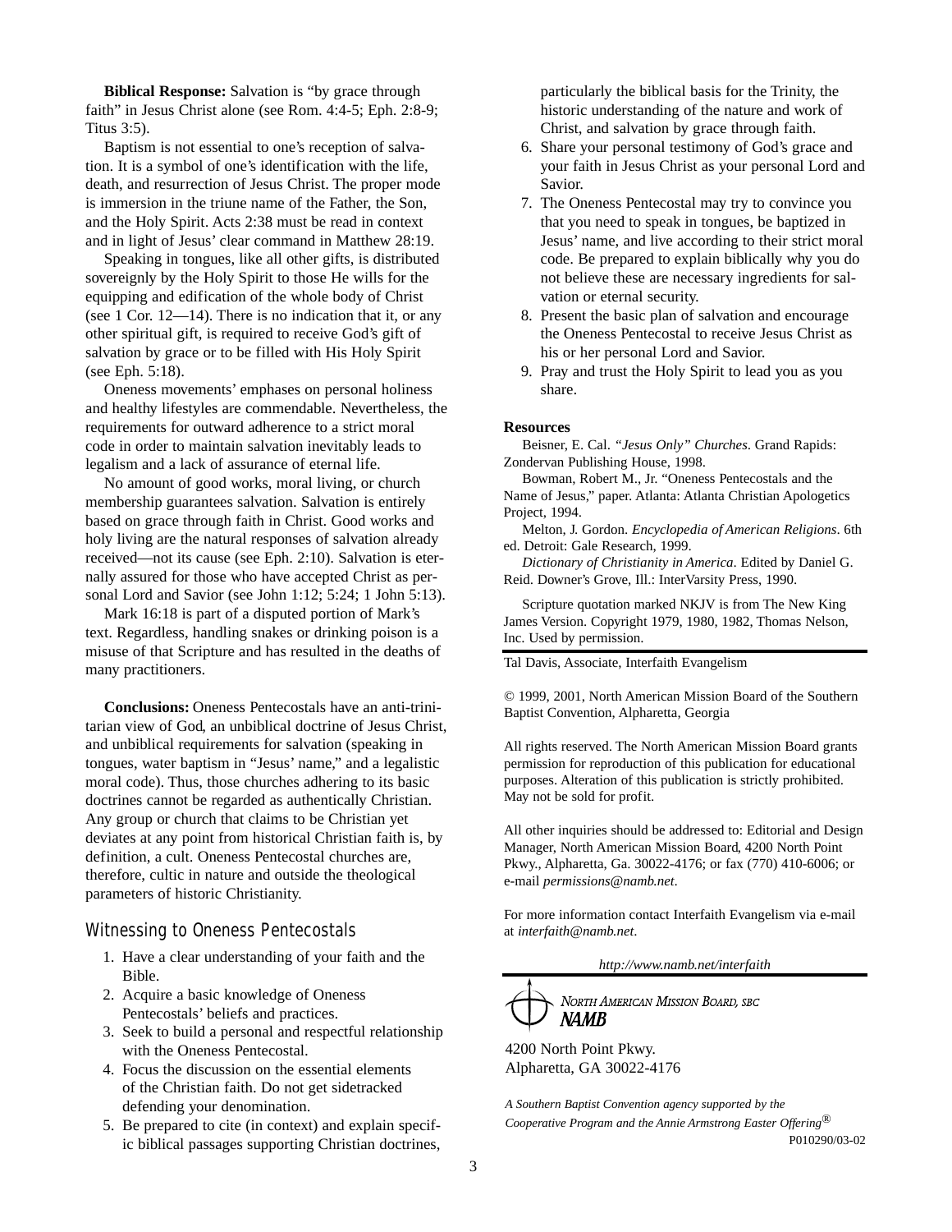**Biblical Response:** Salvation is "by grace through faith" in Jesus Christ alone (see Rom. 4:4-5; Eph. 2:8-9; Titus 3:5).

Baptism is not essential to one's reception of salvation. It is a symbol of one's identification with the life, death, and resurrection of Jesus Christ. The proper mode is immersion in the triune name of the Father, the Son, and the Holy Spirit. Acts 2:38 must be read in context and in light of Jesus' clear command in Matthew 28:19.

Speaking in tongues, like all other gifts, is distributed sovereignly by the Holy Spirit to those He wills for the equipping and edification of the whole body of Christ (see 1 Cor. 12—14). There is no indication that it, or any other spiritual gift, is required to receive God's gift of salvation by grace or to be filled with His Holy Spirit (see Eph. 5:18).

Oneness movements' emphases on personal holiness and healthy lifestyles are commendable. Nevertheless, the requirements for outward adherence to a strict moral code in order to maintain salvation inevitably leads to legalism and a lack of assurance of eternal life.

No amount of good works, moral living, or church membership guarantees salvation. Salvation is entirely based on grace through faith in Christ. Good works and holy living are the natural responses of salvation already received—not its cause (see Eph. 2:10). Salvation is eternally assured for those who have accepted Christ as personal Lord and Savior (see John 1:12; 5:24; 1 John 5:13).

Mark 16:18 is part of a disputed portion of Mark's text. Regardless, handling snakes or drinking poison is a misuse of that Scripture and has resulted in the deaths of many practitioners.

**Conclusions:** Oneness Pentecostals have an anti-trinitarian view of God, an unbiblical doctrine of Jesus Christ, and unbiblical requirements for salvation (speaking in tongues, water baptism in "Jesus' name," and a legalistic moral code). Thus, those churches adhering to its basic doctrines cannot be regarded as authentically Christian. Any group or church that claims to be Christian yet deviates at any point from historical Christian faith is, by definition, a cult. Oneness Pentecostal churches are, therefore, cultic in nature and outside the theological parameters of historic Christianity.

## Witnessing to Oneness Pentecostals

1. Have a clear understanding of your faith and the Bible.
2. Acquire a basic knowledge of Oneness Pentecostals' beliefs and practices.
3. Seek to build a personal and respectful relationship with the Oneness Pentecostal.
4. Focus the discussion on the essential elements of the Christian faith. Do not get sidetracked defending your denomination.
5. Be prepared to cite (in context) and explain specific biblical passages supporting Christian doctrines, particularly the biblical basis for the Trinity, the historic understanding of the nature and work of Christ, and salvation by grace through faith.
6. Share your personal testimony of God's grace and your faith in Jesus Christ as your personal Lord and Savior.
7. The Oneness Pentecostal may try to convince you that you need to speak in tongues, be baptized in Jesus' name, and live according to their strict moral code. Be prepared to explain biblically why you do not believe these are necessary ingredients for salvation or eternal security.
8. Present the basic plan of salvation and encourage the Oneness Pentecostal to receive Jesus Christ as his or her personal Lord and Savior.
9. Pray and trust the Holy Spirit to lead you as you share.

**Resources**

Beisner, E. Cal. *"Jesus Only" Churches*. Grand Rapids: Zondervan Publishing House, 1998.

Bowman, Robert M., Jr. "Oneness Pentecostals and the Name of Jesus," paper. Atlanta: Atlanta Christian Apologetics Project, 1994.

Melton, J. Gordon. *Encyclopedia of American Religions*. 6th ed. Detroit: Gale Research, 1999.

*Dictionary of Christianity in America*. Edited by Daniel G. Reid. Downer's Grove, Ill.: InterVarsity Press, 1990.

Scripture quotation marked NKJV is from The New King James Version. Copyright 1979, 1980, 1982, Thomas Nelson, Inc. Used by permission.

Tal Davis, Associate, Interfaith Evangelism

© 1999, 2001, North American Mission Board of the Southern Baptist Convention, Alpharetta, Georgia

All rights reserved. The North American Mission Board grants permission for reproduction of this publication for educational purposes. Alteration of this publication is strictly prohibited. May not be sold for profit.

All other inquiries should be addressed to: Editorial and Design Manager, North American Mission Board, 4200 North Point Pkwy., Alpharetta, Ga. 30022-4176; or fax (770) 410-6006; or e-mail *permissions@namb.net*.

For more information contact Interfaith Evangelism via e-mail at *interfaith@namb.net*.

*http://www.namb.net/interfaith*

NORTH AMERICAN MISSION BOARD, SBC
**NAMB**

4200 North Point Pkwy.
Alpharetta, GA 30022-4176

*A Southern Baptist Convention agency supported by the Cooperative Program and the Annie Armstrong Easter Offering®*

P010290/03-02